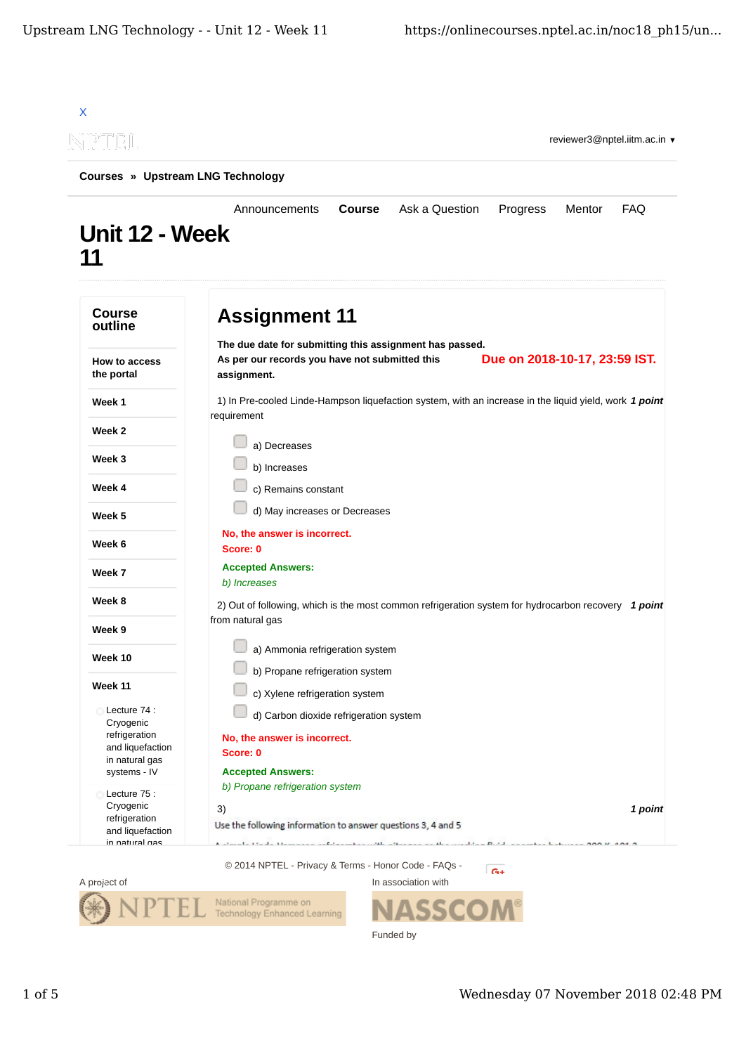X

reviewer3@nptel.iitm.ac.in ▾

**Courses** » **Upstream LNG Technology**

Announcements **Course** Ask a Question Progress Mentor FAQ

# Unit 12 - Week 11

**Course outline**

**How to access the portal**

**Week 1**

**Week 2**

**Week 3**

**Week 4**

**Week 5**

**Week 6**

**Week 7**

**Week 8**

**Week 9**

**Week 10**

**Week 11**

- Lecture 74 : Cryogenic refrigeration and liquefaction in natural gas systems - IV
- Lecture 75 : Cryogenic refrigeration and liquefaction in natural gas

## Assignment 11

**The due date for submitting this assignment has passed.**

**As per our records you have not submitted this assignment.**

**Due on 2018-10-17, 23:59 IST.**

1) In Pre-cooled Linde-Hampson liquefaction system, with an increase in the liquid yield, work requirement ***1 point***

- a) Decreases
- b) Increases
- c) Remains constant
- d) May increases or Decreases

**No, the answer is incorrect.**
**Score: 0**

**Accepted Answers:**
*b) Increases*

2) Out of following, which is the most common refrigeration system for hydrocarbon recovery from natural gas ***1 point***

- a) Ammonia refrigeration system
- b) Propane refrigeration system
- c) Xylene refrigeration system
- d) Carbon dioxide refrigeration system

**No, the answer is incorrect.**
**Score: 0**

**Accepted Answers:**
*b) Propane refrigeration system*

3) ***1 point***

Use the following information to answer questions 3, 4 and 5

© 2014 NPTEL - Privacy & Terms - Honor Code - FAQs -

A project of

NPTEL National Programme on Technology Enhanced Learning

In association with

NASSCOM

Funded by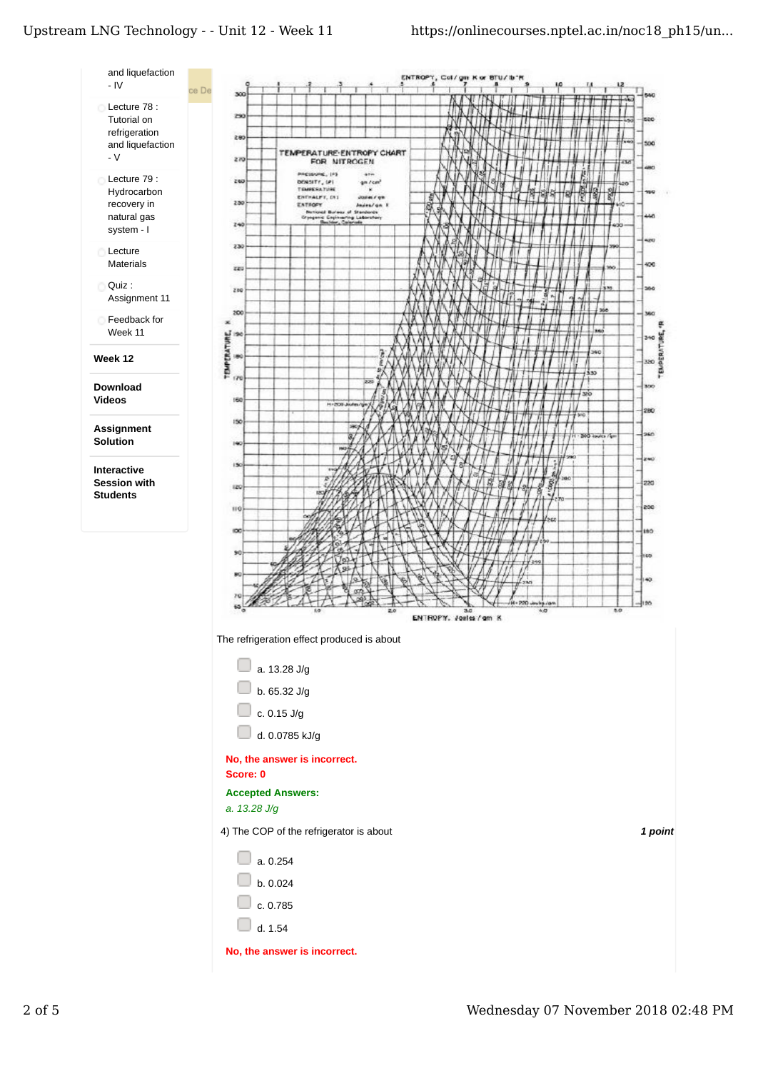and liquefaction - IV

Lecture 78 : Tutorial on refrigeration and liquefaction - V

Lecture 79 : Hydrocarbon recovery in natural gas system - I

Lecture Materials

Quiz : Assignment 11

Feedback for Week 11

**Week 12**

**Download Videos**

**Assignment Solution**

**Interactive Session with Students**

The refrigeration effect produced is about

- a. 13.28 J/g
- b. 65.32 J/g
- c. 0.15 J/g
- d. 0.0785 kJ/g

**No, the answer is incorrect.**
**Score: 0**

**Accepted Answers:**
*a. 13.28 J/g*

4) The COP of the refrigerator is about ***1 point***

- a. 0.254
- b. 0.024
- c. 0.785
- d. 1.54

**No, the answer is incorrect.**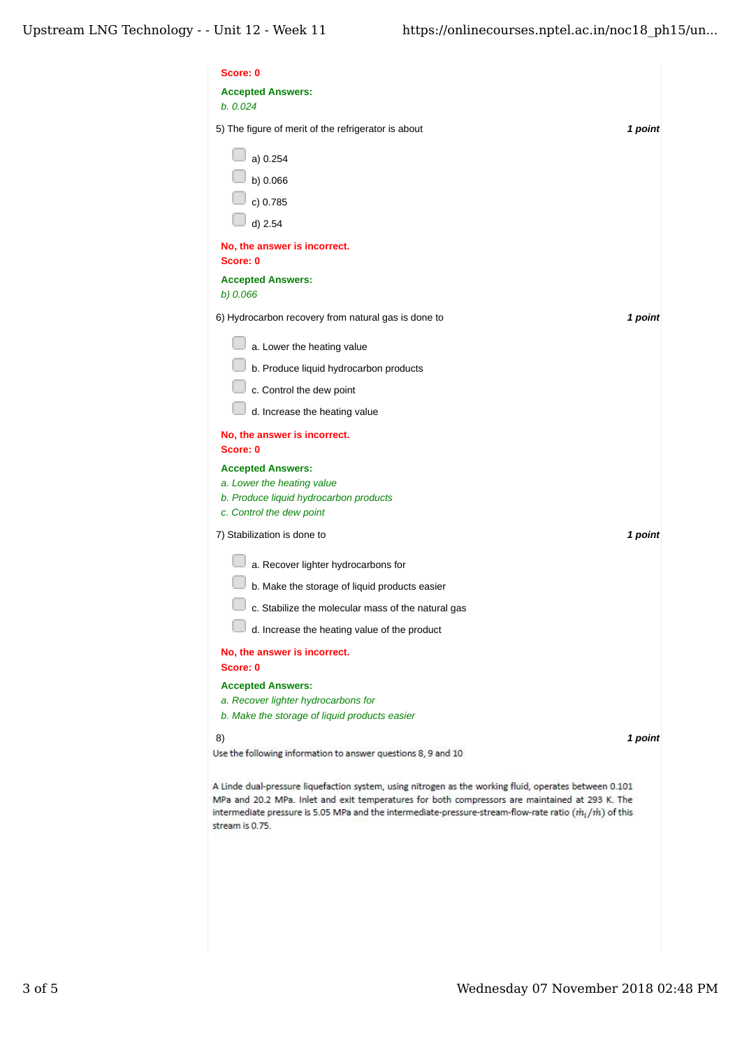**Score: 0**

**Accepted Answers:**
*b. 0.024*

5) The figure of merit of the refrigerator is about **1 point**

- a) 0.254
- b) 0.066
- c) 0.785
- d) 2.54

**No, the answer is incorrect.**
**Score: 0**

**Accepted Answers:**
*b) 0.066*

6) Hydrocarbon recovery from natural gas is done to **1 point**

- a. Lower the heating value
- b. Produce liquid hydrocarbon products
- c. Control the dew point
- d. Increase the heating value

**No, the answer is incorrect.**
**Score: 0**

**Accepted Answers:**
*a. Lower the heating value*
*b. Produce liquid hydrocarbon products*
*c. Control the dew point*

7) Stabilization is done to **1 point**

- a. Recover lighter hydrocarbons for
- b. Make the storage of liquid products easier
- c. Stabilize the molecular mass of the natural gas
- d. Increase the heating value of the product

**No, the answer is incorrect.**
**Score: 0**

**Accepted Answers:**
*a. Recover lighter hydrocarbons for*
*b. Make the storage of liquid products easier*

8) **1 point**

Use the following information to answer questions 8, 9 and 10

A Linde dual-pressure liquefaction system, using nitrogen as the working fluid, operates between 0.101 MPa and 20.2 MPa. Inlet and exit temperatures for both compressors are maintained at 293 K. The intermediate pressure is 5.05 MPa and the intermediate-pressure-stream-flow-rate ratio ($\dot{m}_i/\dot{m}$) of this stream is 0.75.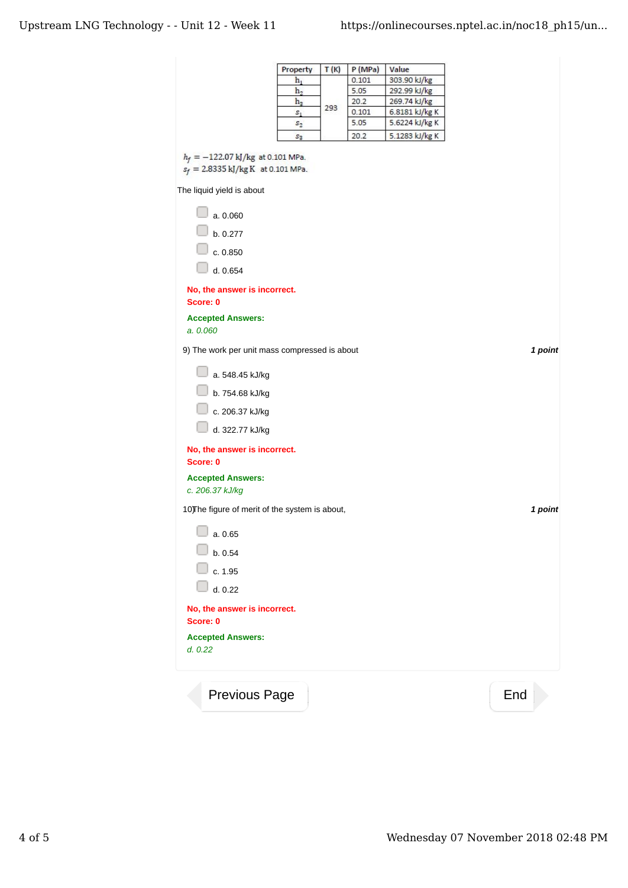| Property | T (K) | P (MPa) | Value |
| --- | --- | --- | --- |
| $h_1$ | 293 | 0.101 | 303.90 kJ/kg |
| $h_2$ | | 5.05 | 292.99 kJ/kg |
| $h_3$ | | 20.2 | 269.74 kJ/kg |
| $s_1$ | | 0.101 | 6.8181 kJ/kg K |
| $s_2$ | | 5.05 | 5.6224 kJ/kg K |
| $s_3$ | | 20.2 | 5.1283 kJ/kg K |

$h_f = -122.07$ kJ/kg at 0.101 MPa.
$s_f = 2.8335$ kJ/kg K at 0.101 MPa.

The liquid yield is about

- a. 0.060
- b. 0.277
- c. 0.850
- d. 0.654

**No, the answer is incorrect.**
**Score: 0**

**Accepted Answers:**
*a. 0.060*

9) The work per unit mass compressed is about **_1 point_**

- a. 548.45 kJ/kg
- b. 754.68 kJ/kg
- c. 206.37 kJ/kg
- d. 322.77 kJ/kg

**No, the answer is incorrect.**
**Score: 0**

**Accepted Answers:**
*c. 206.37 kJ/kg*

10)The figure of merit of the system is about, **_1 point_**

- a. 0.65
- b. 0.54
- c. 1.95
- d. 0.22

**No, the answer is incorrect.**
**Score: 0**

**Accepted Answers:**
*d. 0.22*

Previous Page    End